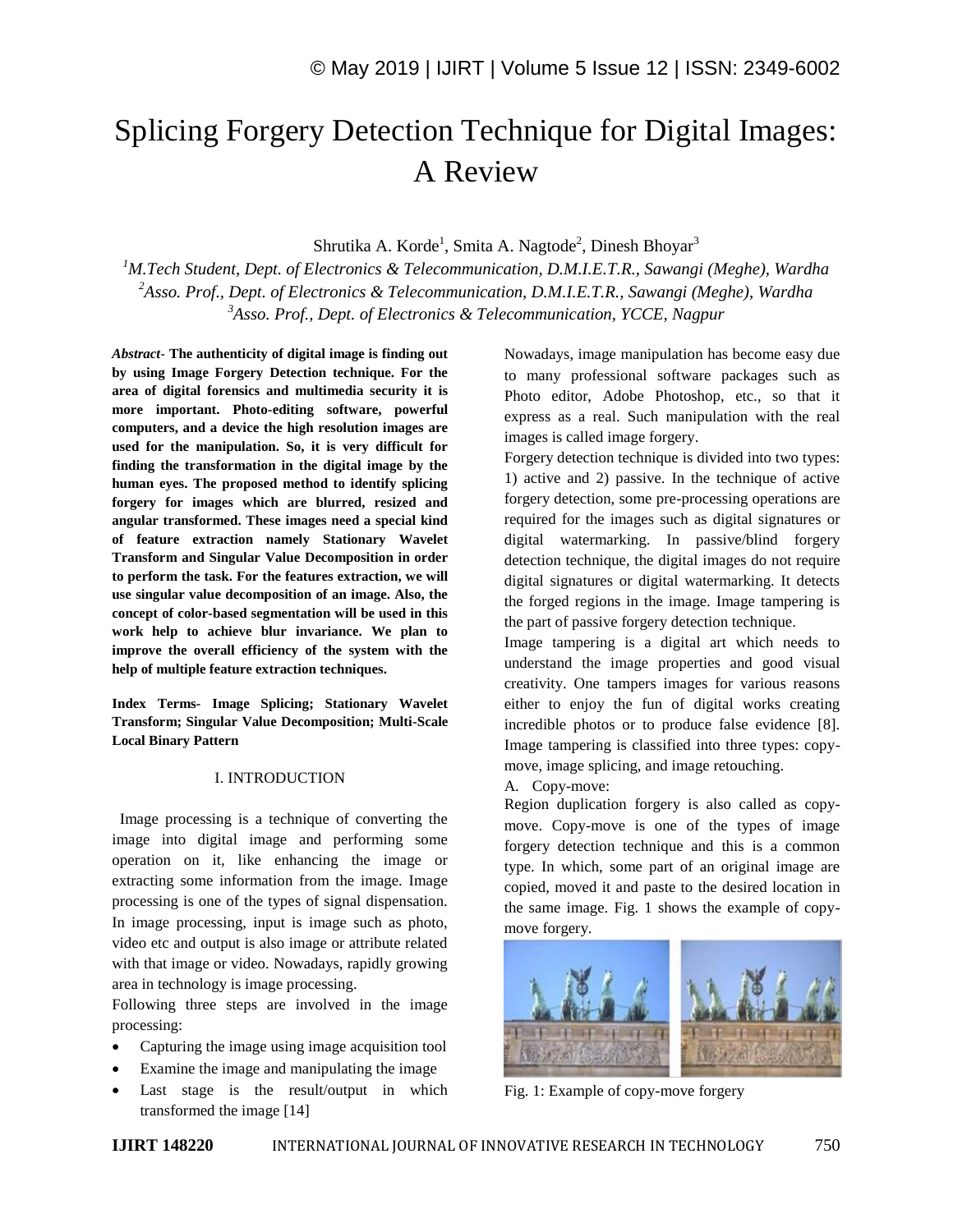# Splicing Forgery Detection Technique for Digital Images: A Review

Shrutika A. Korde[1], Smita A. Nagtode[2], Dinesh Bhoyar[3]

[1]*M.Tech Student, Dept. of Electronics & Telecommunication, D.M.I.E.T.R., Sawangi (Meghe), Wardha*
[2]*Asso. Prof., Dept. of Electronics & Telecommunication, D.M.I.E.T.R., Sawangi (Meghe), Wardha*
[3]*Asso. Prof., Dept. of Electronics & Telecommunication, YCCE, Nagpur*

***Abstract-* The authenticity of digital image is finding out by using Image Forgery Detection technique. For the area of digital forensics and multimedia security it is more important. Photo-editing software, powerful computers, and a device the high resolution images are used for the manipulation. So, it is very difficult for finding the transformation in the digital image by the human eyes. The proposed method to identify splicing forgery for images which are blurred, resized and angular transformed. These images need a special kind of feature extraction namely Stationary Wavelet Transform and Singular Value Decomposition in order to perform the task. For the features extraction, we will use singular value decomposition of an image. Also, the concept of color-based segmentation will be used in this work help to achieve blur invariance. We plan to improve the overall efficiency of the system with the help of multiple feature extraction techniques.**

**Index Terms- Image Splicing; Stationary Wavelet Transform; Singular Value Decomposition; Multi-Scale Local Binary Pattern**

## I. INTRODUCTION

Image processing is a technique of converting the image into digital image and performing some operation on it, like enhancing the image or extracting some information from the image. Image processing is one of the types of signal dispensation. In image processing, input is image such as photo, video etc and output is also image or attribute related with that image or video. Nowadays, rapidly growing area in technology is image processing.

Following three steps are involved in the image processing:

- Capturing the image using image acquisition tool
- Examine the image and manipulating the image
- Last stage is the result/output in which transformed the image [14]

Nowadays, image manipulation has become easy due to many professional software packages such as Photo editor, Adobe Photoshop, etc., so that it express as a real. Such manipulation with the real images is called image forgery.

Forgery detection technique is divided into two types: 1) active and 2) passive. In the technique of active forgery detection, some pre-processing operations are required for the images such as digital signatures or digital watermarking. In passive/blind forgery detection technique, the digital images do not require digital signatures or digital watermarking. It detects the forged regions in the image. Image tampering is the part of passive forgery detection technique.

Image tampering is a digital art which needs to understand the image properties and good visual creativity. One tampers images for various reasons either to enjoy the fun of digital works creating incredible photos or to produce false evidence [8]. Image tampering is classified into three types: copy-move, image splicing, and image retouching.

A. Copy-move:

Region duplication forgery is also called as copy-move. Copy-move is one of the types of image forgery detection technique and this is a common type. In which, some part of an original image are copied, moved it and paste to the desired location in the same image. Fig. 1 shows the example of copy-move forgery.

Fig. 1: Example of copy-move forgery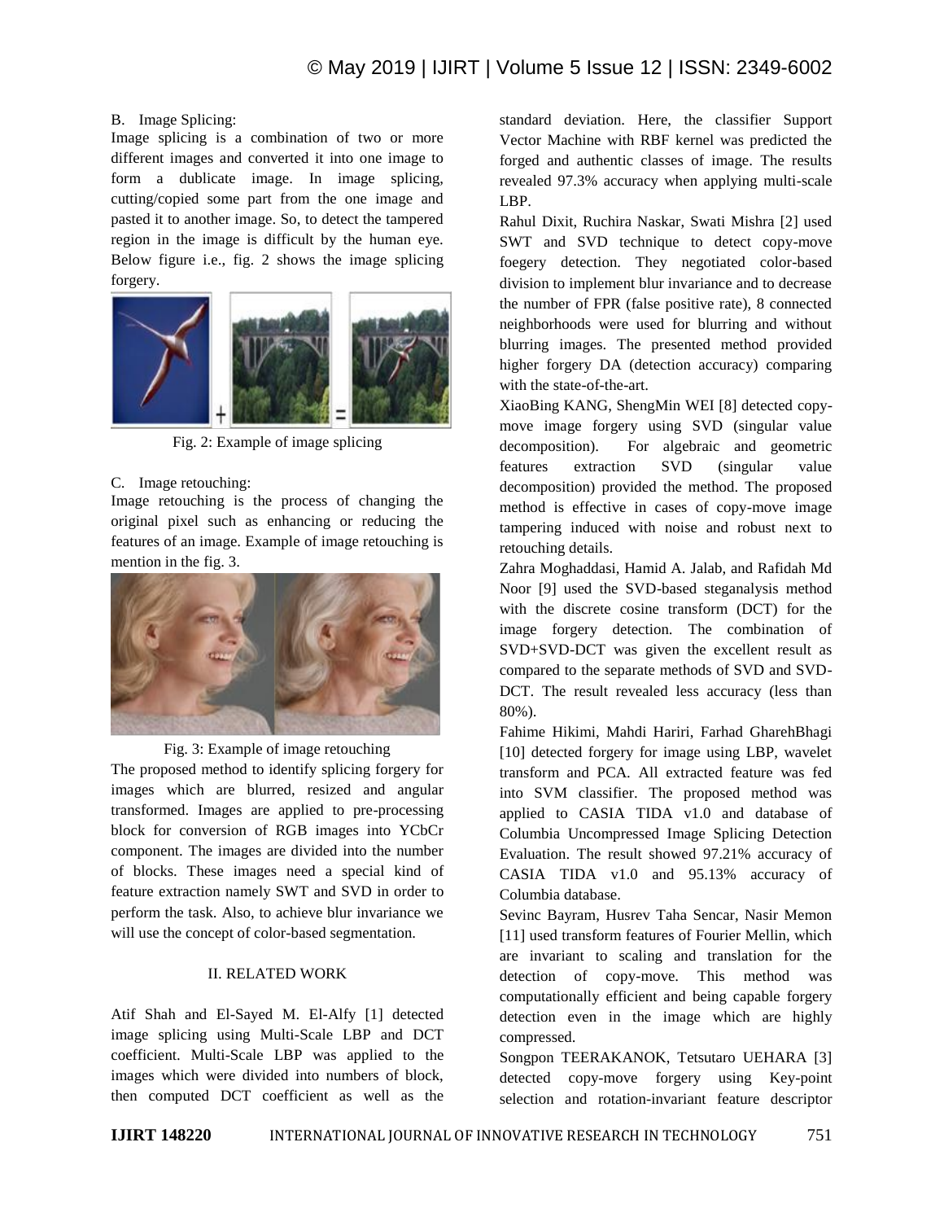### B. Image Splicing:

Image splicing is a combination of two or more different images and converted it into one image to form a dublicate image. In image splicing, cutting/copied some part from the one image and pasted it to another image. So, to detect the tampered region in the image is difficult by the human eye. Below figure i.e., fig. 2 shows the image splicing forgery.

Fig. 2: Example of image splicing

### C. Image retouching:

Image retouching is the process of changing the original pixel such as enhancing or reducing the features of an image. Example of image retouching is mention in the fig. 3.

Fig. 3: Example of image retouching

The proposed method to identify splicing forgery for images which are blurred, resized and angular transformed. Images are applied to pre-processing block for conversion of RGB images into YCbCr component. The images are divided into the number of blocks. These images need a special kind of feature extraction namely SWT and SVD in order to perform the task. Also, to achieve blur invariance we will use the concept of color-based segmentation.

## II. RELATED WORK

Atif Shah and El-Sayed M. El-Alfy [1] detected image splicing using Multi-Scale LBP and DCT coefficient. Multi-Scale LBP was applied to the images which were divided into numbers of block, then computed DCT coefficient as well as the standard deviation. Here, the classifier Support Vector Machine with RBF kernel was predicted the forged and authentic classes of image. The results revealed 97.3% accuracy when applying multi-scale LBP.

Rahul Dixit, Ruchira Naskar, Swati Mishra [2] used SWT and SVD technique to detect copy-move foegery detection. They negotiated color-based division to implement blur invariance and to decrease the number of FPR (false positive rate), 8 connected neighborhoods were used for blurring and without blurring images. The presented method provided higher forgery DA (detection accuracy) comparing with the state-of-the-art.

XiaoBing KANG, ShengMin WEI [8] detected copy-move image forgery using SVD (singular value decomposition). For algebraic and geometric features extraction SVD (singular value decomposition) provided the method. The proposed method is effective in cases of copy-move image tampering induced with noise and robust next to retouching details.

Zahra Moghaddasi, Hamid A. Jalab, and Rafidah Md Noor [9] used the SVD-based steganalysis method with the discrete cosine transform (DCT) for the image forgery detection. The combination of SVD+SVD-DCT was given the excellent result as compared to the separate methods of SVD and SVD-DCT. The result revealed less accuracy (less than 80%).

Fahime Hikimi, Mahdi Hariri, Farhad GharehBhagi [10] detected forgery for image using LBP, wavelet transform and PCA. All extracted feature was fed into SVM classifier. The proposed method was applied to CASIA TIDA v1.0 and database of Columbia Uncompressed Image Splicing Detection Evaluation. The result showed 97.21% accuracy of CASIA TIDA v1.0 and 95.13% accuracy of Columbia database.

Sevinc Bayram, Husrev Taha Sencar, Nasir Memon [11] used transform features of Fourier Mellin, which are invariant to scaling and translation for the detection of copy-move. This method was computationally efficient and being capable forgery detection even in the image which are highly compressed.

Songpon TEERAKANOK, Tetsutaro UEHARA [3] detected copy-move forgery using Key-point selection and rotation-invariant feature descriptor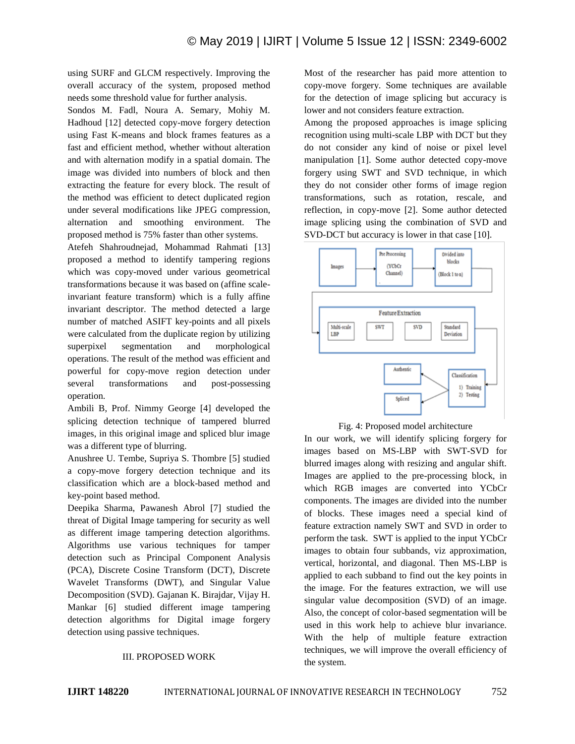using SURF and GLCM respectively. Improving the overall accuracy of the system, proposed method needs some threshold value for further analysis.

Sondos M. Fadl, Noura A. Semary, Mohiy M. Hadhoud [12] detected copy-move forgery detection using Fast K-means and block frames features as a fast and efficient method, whether without alteration and with alternation modify in a spatial domain. The image was divided into numbers of block and then extracting the feature for every block. The result of the method was efficient to detect duplicated region under several modifications like JPEG compression, alternation and smoothing environment. The proposed method is 75% faster than other systems.

Atefeh Shahroudnejad, Mohammad Rahmati [13] proposed a method to identify tampering regions which was copy-moved under various geometrical transformations because it was based on (affine scale-invariant feature transform) which is a fully affine invariant descriptor. The method detected a large number of matched ASIFT key-points and all pixels were calculated from the duplicate region by utilizing superpixel segmentation and morphological operations. The result of the method was efficient and powerful for copy-move region detection under several transformations and post-possessing operation.

Ambili B, Prof. Nimmy George [4] developed the splicing detection technique of tampered blurred images, in this original image and spliced blur image was a different type of blurring.

Anushree U. Tembe, Supriya S. Thombre [5] studied a copy-move forgery detection technique and its classification which are a block-based method and key-point based method.

Deepika Sharma, Pawanesh Abrol [7] studied the threat of Digital Image tampering for security as well as different image tampering detection algorithms. Algorithms use various techniques for tamper detection such as Principal Component Analysis (PCA), Discrete Cosine Transform (DCT), Discrete Wavelet Transforms (DWT), and Singular Value Decomposition (SVD). Gajanan K. Birajdar, Vijay H. Mankar [6] studied different image tampering detection algorithms for Digital image forgery detection using passive techniques.

## III. PROPOSED WORK

Most of the researcher has paid more attention to copy-move forgery. Some techniques are available for the detection of image splicing but accuracy is lower and not considers feature extraction.

Among the proposed approaches is image splicing recognition using multi-scale LBP with DCT but they do not consider any kind of noise or pixel level manipulation [1]. Some author detected copy-move forgery using SWT and SVD technique, in which they do not consider other forms of image region transformations, such as rotation, rescale, and reflection, in copy-move [2]. Some author detected image splicing using the combination of SVD and SVD-DCT but accuracy is lower in that case [10].

Fig. 4: Proposed model architecture

In our work, we will identify splicing forgery for images based on MS-LBP with SWT-SVD for blurred images along with resizing and angular shift. Images are applied to the pre-processing block, in which RGB images are converted into YCbCr components. The images are divided into the number of blocks. These images need a special kind of feature extraction namely SWT and SVD in order to perform the task. SWT is applied to the input YCbCr images to obtain four subbands, viz approximation, vertical, horizontal, and diagonal. Then MS-LBP is applied to each subband to find out the key points in the image. For the features extraction, we will use singular value decomposition (SVD) of an image. Also, the concept of color-based segmentation will be used in this work help to achieve blur invariance. With the help of multiple feature extraction techniques, we will improve the overall efficiency of the system.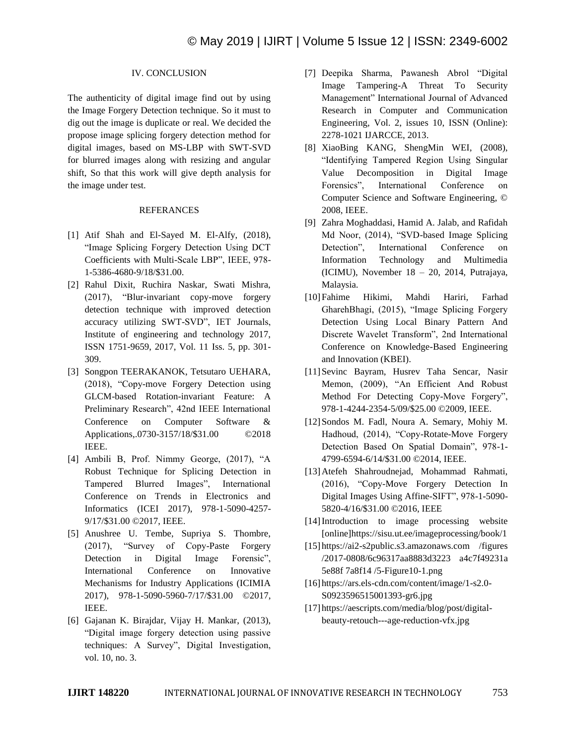## IV. CONCLUSION

The authenticity of digital image find out by using the Image Forgery Detection technique. So it must to dig out the image is duplicate or real. We decided the propose image splicing forgery detection method for digital images, based on MS-LBP with SWT-SVD for blurred images along with resizing and angular shift, So that this work will give depth analysis for the image under test.

## REFERANCES

[1] Atif Shah and El-Sayed M. El-Alfy, (2018), "Image Splicing Forgery Detection Using DCT Coefficients with Multi-Scale LBP", IEEE, 978-1-5386-4680-9/18/$31.00.

[2] Rahul Dixit, Ruchira Naskar, Swati Mishra, (2017), "Blur-invariant copy-move forgery detection technique with improved detection accuracy utilizing SWT-SVD", IET Journals, Institute of engineering and technology 2017, ISSN 1751-9659, 2017, Vol. 11 Iss. 5, pp. 301-309.

[3] Songpon TEERAKANOK, Tetsutaro UEHARA, (2018), "Copy-move Forgery Detection using GLCM-based Rotation-invariant Feature: A Preliminary Research", 42nd IEEE International Conference on Computer Software & Applications,.0730-3157/18/$31.00 ©2018 IEEE.

[4] Ambili B, Prof. Nimmy George, (2017), "A Robust Technique for Splicing Detection in Tampered Blurred Images", International Conference on Trends in Electronics and Informatics (ICEI 2017), 978-1-5090-4257-9/17/$31.00 ©2017, IEEE.

[5] Anushree U. Tembe, Supriya S. Thombre, (2017), "Survey of Copy-Paste Forgery Detection in Digital Image Forensic", International Conference on Innovative Mechanisms for Industry Applications (ICIMIA 2017), 978-1-5090-5960-7/17/$31.00 ©2017, IEEE.

[6] Gajanan K. Birajdar, Vijay H. Mankar, (2013), "Digital image forgery detection using passive techniques: A Survey", Digital Investigation, vol. 10, no. 3.

[7] Deepika Sharma, Pawanesh Abrol "Digital Image Tampering-A Threat To Security Management" International Journal of Advanced Research in Computer and Communication Engineering, Vol. 2, issues 10, ISSN (Online): 2278-1021 IJARCCE, 2013.

[8] XiaoBing KANG, ShengMin WEI, (2008), "Identifying Tampered Region Using Singular Value Decomposition in Digital Image Forensics", International Conference on Computer Science and Software Engineering, © 2008, IEEE.

[9] Zahra Moghaddasi, Hamid A. Jalab, and Rafidah Md Noor, (2014), "SVD-based Image Splicing Detection", International Conference on Information Technology and Multimedia (ICIMU), November 18 – 20, 2014, Putrajaya, Malaysia.

[10] Fahime Hikimi, Mahdi Hariri, Farhad GharehBhagi, (2015), "Image Splicing Forgery Detection Using Local Binary Pattern And Discrete Wavelet Transform", 2nd International Conference on Knowledge-Based Engineering and Innovation (KBEI).

[11] Sevinc Bayram, Husrev Taha Sencar, Nasir Memon, (2009), "An Efficient And Robust Method For Detecting Copy-Move Forgery", 978-1-4244-2354-5/09/$25.00 ©2009, IEEE.

[12] Sondos M. Fadl, Noura A. Semary, Mohiy M. Hadhoud, (2014), "Copy-Rotate-Move Forgery Detection Based On Spatial Domain", 978-1-4799-6594-6/14/$31.00 ©2014, IEEE.

[13] Atefeh Shahroudnejad, Mohammad Rahmati, (2016), "Copy-Move Forgery Detection In Digital Images Using Affine-SIFT", 978-1-5090-5820-4/16/$31.00 ©2016, IEEE

[14] Introduction to image processing website [online]https://sisu.ut.ee/imageprocessing/book/1

[15] https://ai2-s2public.s3.amazonaws.com /figures /2017-0808/6c96317aa8883d3223 a4c7f49231a 5e88f 7a8f14 /5-Figure10-1.png

[16] https://ars.els-cdn.com/content/image/1-s2.0-S0923596515001393-gr6.jpg

[17] https://aescripts.com/media/blog/post/digital-beauty-retouch---age-reduction-vfx.jpg